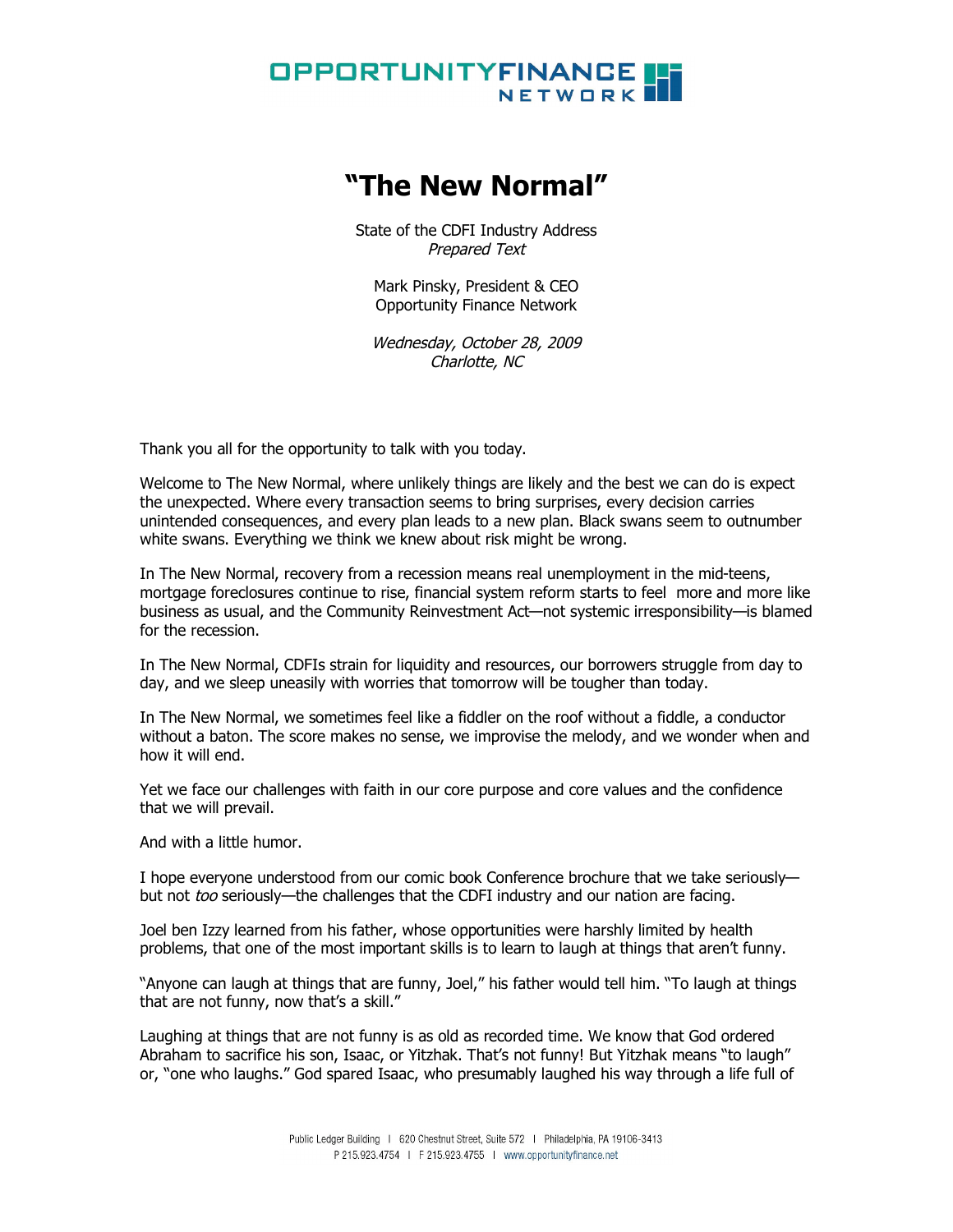OPPORTUNITYFINANCE NETWORK

# "The New Normal"

State of the CDFI Industry Address
*Prepared Text*

Mark Pinsky, President & CEO
Opportunity Finance Network

*Wednesday, October 28, 2009*
*Charlotte, NC*

Thank you all for the opportunity to talk with you today.

Welcome to The New Normal, where unlikely things are likely and the best we can do is expect the unexpected. Where every transaction seems to bring surprises, every decision carries unintended consequences, and every plan leads to a new plan. Black swans seem to outnumber white swans. Everything we think we knew about risk might be wrong.

In The New Normal, recovery from a recession means real unemployment in the mid-teens, mortgage foreclosures continue to rise, financial system reform starts to feel more and more like business as usual, and the Community Reinvestment Act—not systemic irresponsibility—is blamed for the recession.

In The New Normal, CDFIs strain for liquidity and resources, our borrowers struggle from day to day, and we sleep uneasily with worries that tomorrow will be tougher than today.

In The New Normal, we sometimes feel like a fiddler on the roof without a fiddle, a conductor without a baton. The score makes no sense, we improvise the melody, and we wonder when and how it will end.

Yet we face our challenges with faith in our core purpose and core values and the confidence that we will prevail.

And with a little humor.

I hope everyone understood from our comic book Conference brochure that we take seriously—but not *too* seriously—the challenges that the CDFI industry and our nation are facing.

Joel ben Izzy learned from his father, whose opportunities were harshly limited by health problems, that one of the most important skills is to learn to laugh at things that aren't funny.

"Anyone can laugh at things that are funny, Joel," his father would tell him. "To laugh at things that are not funny, now that's a skill."

Laughing at things that are not funny is as old as recorded time. We know that God ordered Abraham to sacrifice his son, Isaac, or Yitzhak. That's not funny! But Yitzhak means "to laugh" or, "one who laughs." God spared Isaac, who presumably laughed his way through a life full of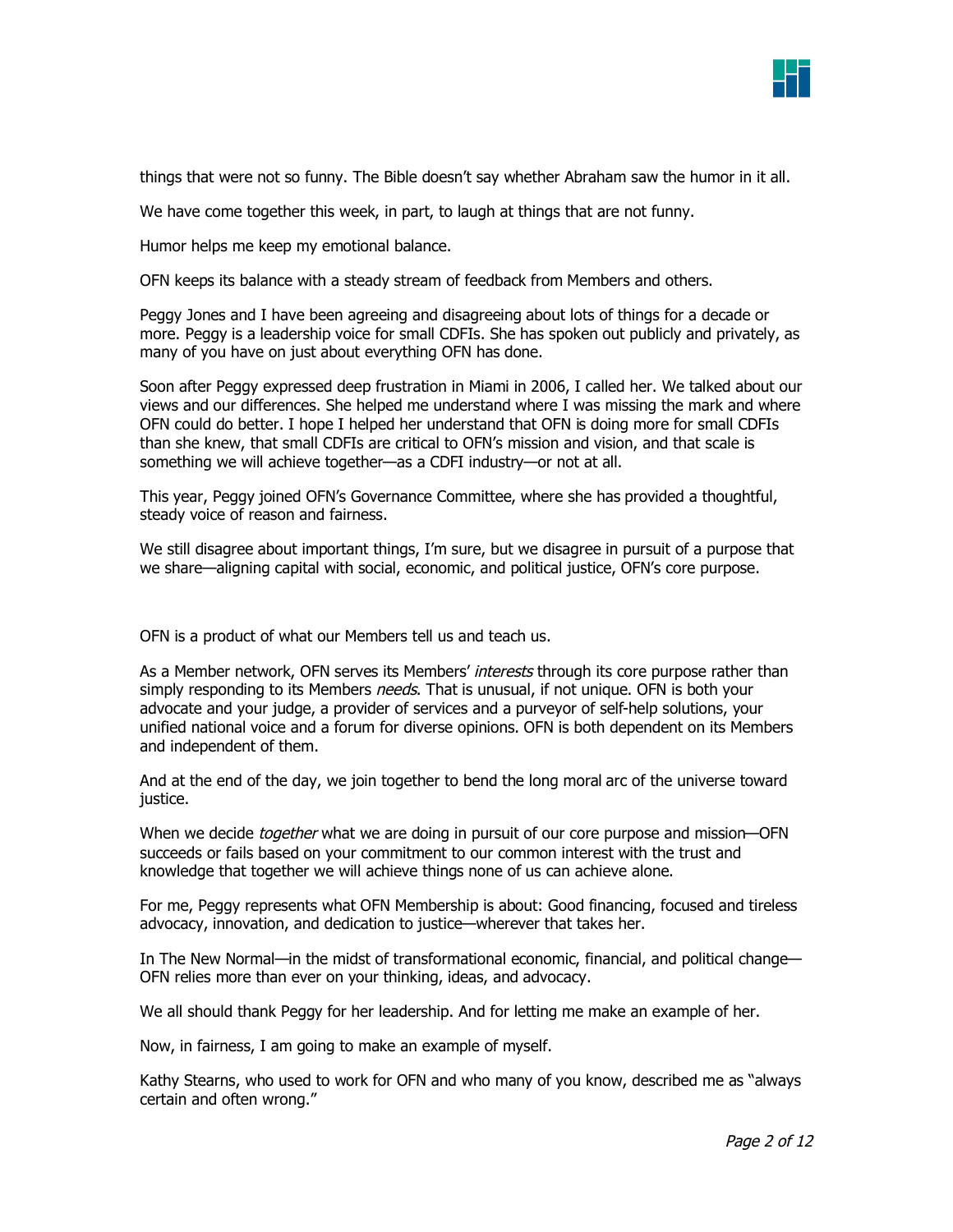things that were not so funny. The Bible doesn't say whether Abraham saw the humor in it all.

We have come together this week, in part, to laugh at things that are not funny.

Humor helps me keep my emotional balance.

OFN keeps its balance with a steady stream of feedback from Members and others.

Peggy Jones and I have been agreeing and disagreeing about lots of things for a decade or more. Peggy is a leadership voice for small CDFIs. She has spoken out publicly and privately, as many of you have on just about everything OFN has done.

Soon after Peggy expressed deep frustration in Miami in 2006, I called her. We talked about our views and our differences. She helped me understand where I was missing the mark and where OFN could do better. I hope I helped her understand that OFN is doing more for small CDFIs than she knew, that small CDFIs are critical to OFN's mission and vision, and that scale is something we will achieve together—as a CDFI industry—or not at all.

This year, Peggy joined OFN's Governance Committee, where she has provided a thoughtful, steady voice of reason and fairness.

We still disagree about important things, I'm sure, but we disagree in pursuit of a purpose that we share—aligning capital with social, economic, and political justice, OFN's core purpose.

OFN is a product of what our Members tell us and teach us.

As a Member network, OFN serves its Members' *interests* through its core purpose rather than simply responding to its Members *needs*. That is unusual, if not unique. OFN is both your advocate and your judge, a provider of services and a purveyor of self-help solutions, your unified national voice and a forum for diverse opinions. OFN is both dependent on its Members and independent of them.

And at the end of the day, we join together to bend the long moral arc of the universe toward justice.

When we decide *together* what we are doing in pursuit of our core purpose and mission—OFN succeeds or fails based on your commitment to our common interest with the trust and knowledge that together we will achieve things none of us can achieve alone.

For me, Peggy represents what OFN Membership is about: Good financing, focused and tireless advocacy, innovation, and dedication to justice—wherever that takes her.

In The New Normal—in the midst of transformational economic, financial, and political change—OFN relies more than ever on your thinking, ideas, and advocacy.

We all should thank Peggy for her leadership. And for letting me make an example of her.

Now, in fairness, I am going to make an example of myself.

Kathy Stearns, who used to work for OFN and who many of you know, described me as "always certain and often wrong."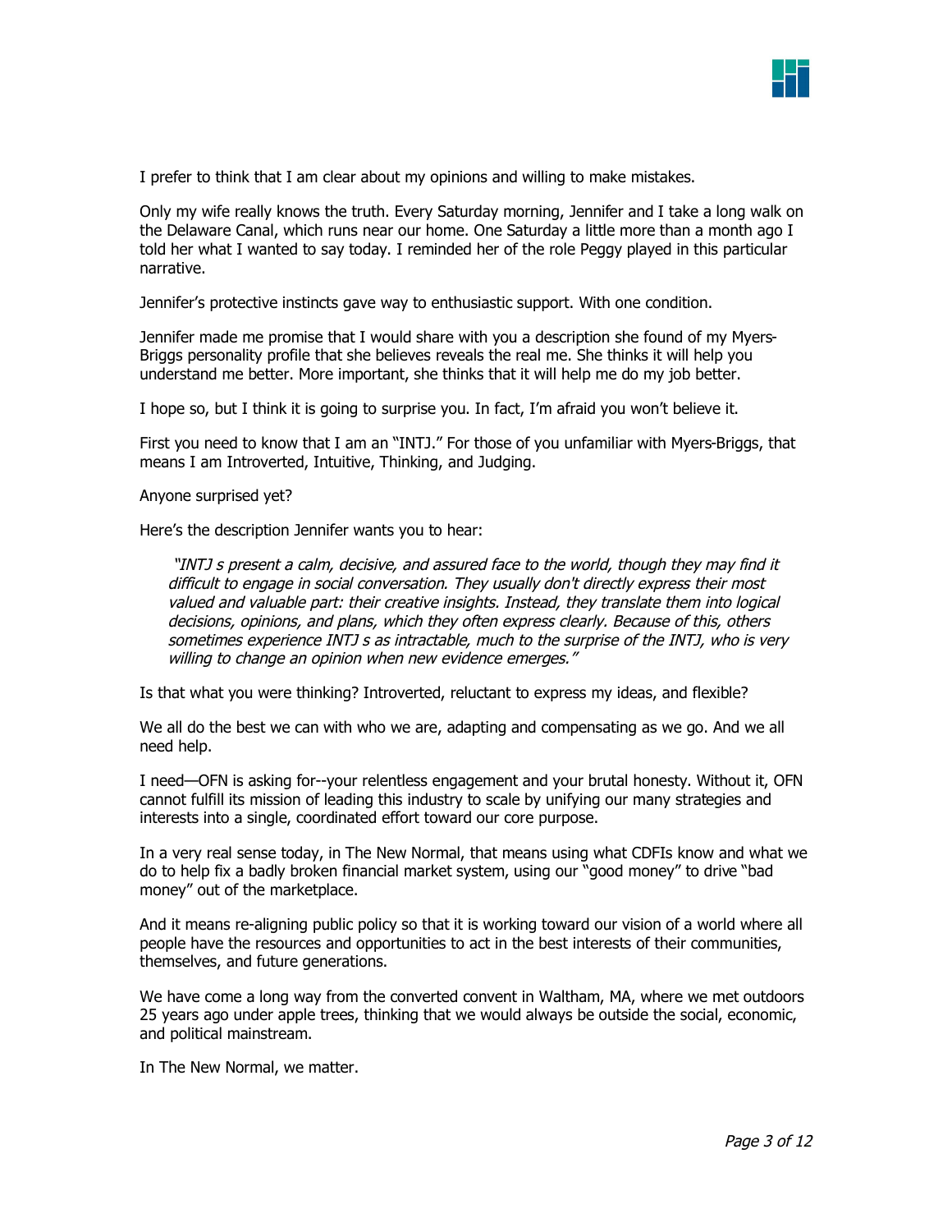I prefer to think that I am clear about my opinions and willing to make mistakes.

Only my wife really knows the truth. Every Saturday morning, Jennifer and I take a long walk on the Delaware Canal, which runs near our home. One Saturday a little more than a month ago I told her what I wanted to say today. I reminded her of the role Peggy played in this particular narrative.

Jennifer's protective instincts gave way to enthusiastic support. With one condition.

Jennifer made me promise that I would share with you a description she found of my Myers-Briggs personality profile that she believes reveals the real me. She thinks it will help you understand me better. More important, she thinks that it will help me do my job better.

I hope so, but I think it is going to surprise you. In fact, I'm afraid you won't believe it.

First you need to know that I am an "INTJ." For those of you unfamiliar with Myers-Briggs, that means I am Introverted, Intuitive, Thinking, and Judging.

Anyone surprised yet?

Here's the description Jennifer wants you to hear:

> *"INTJ s present a calm, decisive, and assured face to the world, though they may find it difficult to engage in social conversation. They usually don't directly express their most valued and valuable part: their creative insights. Instead, they translate them into logical decisions, opinions, and plans, which they often express clearly. Because of this, others sometimes experience INTJ s as intractable, much to the surprise of the INTJ, who is very willing to change an opinion when new evidence emerges."*

Is that what you were thinking? Introverted, reluctant to express my ideas, and flexible?

We all do the best we can with who we are, adapting and compensating as we go. And we all need help.

I need—OFN is asking for--your relentless engagement and your brutal honesty. Without it, OFN cannot fulfill its mission of leading this industry to scale by unifying our many strategies and interests into a single, coordinated effort toward our core purpose.

In a very real sense today, in The New Normal, that means using what CDFIs know and what we do to help fix a badly broken financial market system, using our "good money" to drive "bad money" out of the marketplace.

And it means re-aligning public policy so that it is working toward our vision of a world where all people have the resources and opportunities to act in the best interests of their communities, themselves, and future generations.

We have come a long way from the converted convent in Waltham, MA, where we met outdoors 25 years ago under apple trees, thinking that we would always be outside the social, economic, and political mainstream.

In The New Normal, we matter.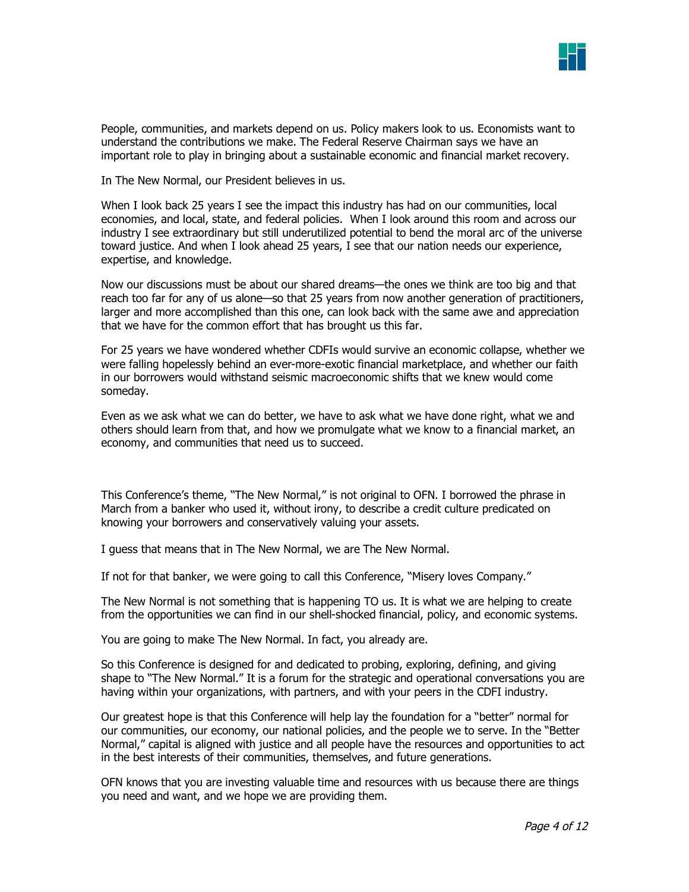People, communities, and markets depend on us. Policy makers look to us. Economists want to understand the contributions we make. The Federal Reserve Chairman says we have an important role to play in bringing about a sustainable economic and financial market recovery.

In The New Normal, our President believes in us.

When I look back 25 years I see the impact this industry has had on our communities, local economies, and local, state, and federal policies. When I look around this room and across our industry I see extraordinary but still underutilized potential to bend the moral arc of the universe toward justice. And when I look ahead 25 years, I see that our nation needs our experience, expertise, and knowledge.

Now our discussions must be about our shared dreams—the ones we think are too big and that reach too far for any of us alone—so that 25 years from now another generation of practitioners, larger and more accomplished than this one, can look back with the same awe and appreciation that we have for the common effort that has brought us this far.

For 25 years we have wondered whether CDFIs would survive an economic collapse, whether we were falling hopelessly behind an ever-more-exotic financial marketplace, and whether our faith in our borrowers would withstand seismic macroeconomic shifts that we knew would come someday.

Even as we ask what we can do better, we have to ask what we have done right, what we and others should learn from that, and how we promulgate what we know to a financial market, an economy, and communities that need us to succeed.

This Conference's theme, "The New Normal," is not original to OFN. I borrowed the phrase in March from a banker who used it, without irony, to describe a credit culture predicated on knowing your borrowers and conservatively valuing your assets.

I guess that means that in The New Normal, we are The New Normal.

If not for that banker, we were going to call this Conference, "Misery loves Company."

The New Normal is not something that is happening TO us. It is what we are helping to create from the opportunities we can find in our shell-shocked financial, policy, and economic systems.

You are going to make The New Normal. In fact, you already are.

So this Conference is designed for and dedicated to probing, exploring, defining, and giving shape to "The New Normal." It is a forum for the strategic and operational conversations you are having within your organizations, with partners, and with your peers in the CDFI industry.

Our greatest hope is that this Conference will help lay the foundation for a "better" normal for our communities, our economy, our national policies, and the people we to serve. In the "Better Normal," capital is aligned with justice and all people have the resources and opportunities to act in the best interests of their communities, themselves, and future generations.

OFN knows that you are investing valuable time and resources with us because there are things you need and want, and we hope we are providing them.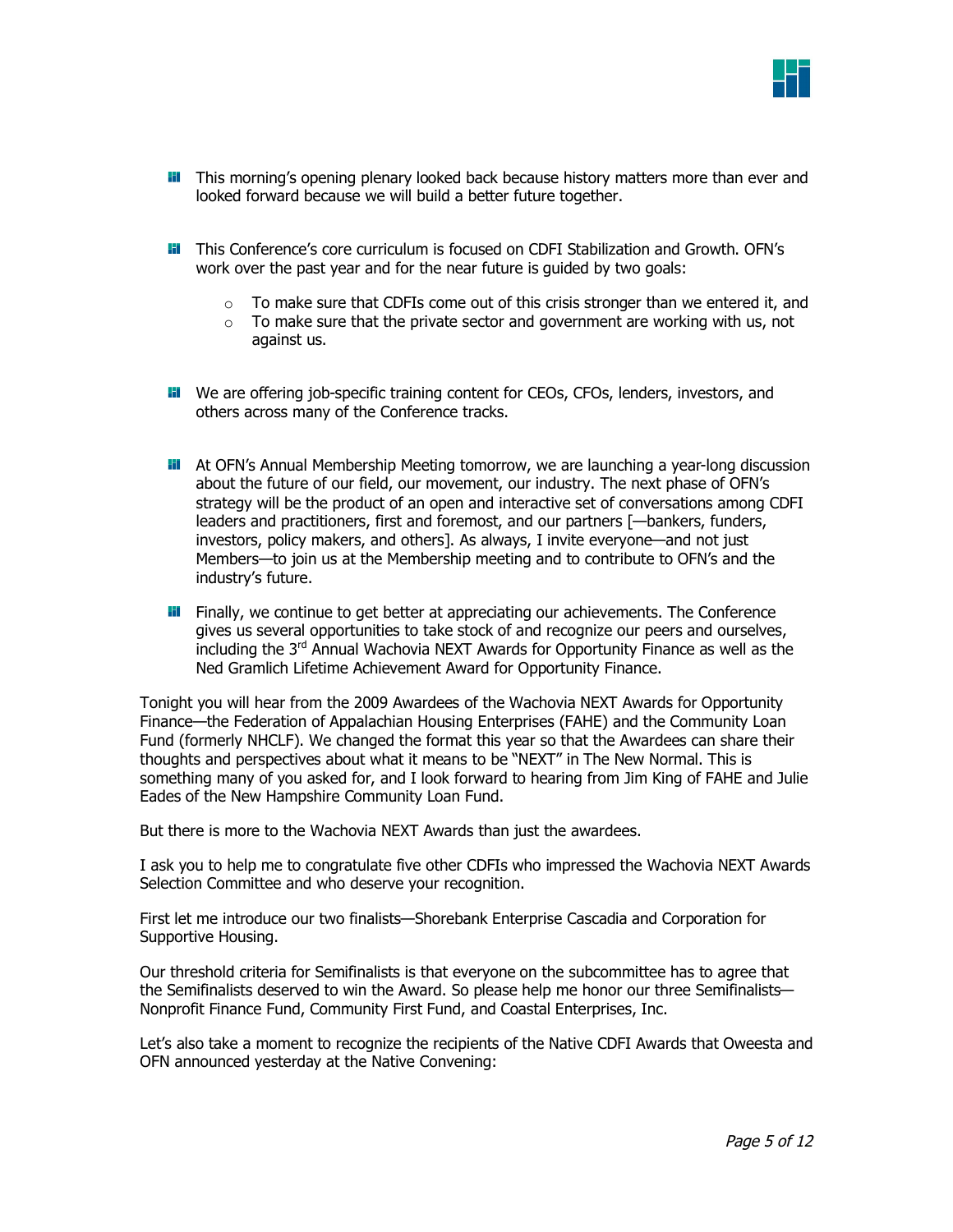- This morning's opening plenary looked back because history matters more than ever and looked forward because we will build a better future together.

- This Conference's core curriculum is focused on CDFI Stabilization and Growth. OFN's work over the past year and for the near future is guided by two goals:

    - To make sure that CDFIs come out of this crisis stronger than we entered it, and
    - To make sure that the private sector and government are working with us, not against us.

- We are offering job-specific training content for CEOs, CFOs, lenders, investors, and others across many of the Conference tracks.

- At OFN's Annual Membership Meeting tomorrow, we are launching a year-long discussion about the future of our field, our movement, our industry. The next phase of OFN's strategy will be the product of an open and interactive set of conversations among CDFI leaders and practitioners, first and foremost, and our partners [—bankers, funders, investors, policy makers, and others]. As always, I invite everyone—and not just Members—to join us at the Membership meeting and to contribute to OFN's and the industry's future.

- Finally, we continue to get better at appreciating our achievements. The Conference gives us several opportunities to take stock of and recognize our peers and ourselves, including the 3rd Annual Wachovia NEXT Awards for Opportunity Finance as well as the Ned Gramlich Lifetime Achievement Award for Opportunity Finance.

Tonight you will hear from the 2009 Awardees of the Wachovia NEXT Awards for Opportunity Finance—the Federation of Appalachian Housing Enterprises (FAHE) and the Community Loan Fund (formerly NHCLF). We changed the format this year so that the Awardees can share their thoughts and perspectives about what it means to be "NEXT" in The New Normal. This is something many of you asked for, and I look forward to hearing from Jim King of FAHE and Julie Eades of the New Hampshire Community Loan Fund.

But there is more to the Wachovia NEXT Awards than just the awardees.

I ask you to help me to congratulate five other CDFIs who impressed the Wachovia NEXT Awards Selection Committee and who deserve your recognition.

First let me introduce our two finalists—Shorebank Enterprise Cascadia and Corporation for Supportive Housing.

Our threshold criteria for Semifinalists is that everyone on the subcommittee has to agree that the Semifinalists deserved to win the Award. So please help me honor our three Semifinalists—Nonprofit Finance Fund, Community First Fund, and Coastal Enterprises, Inc.

Let's also take a moment to recognize the recipients of the Native CDFI Awards that Oweesta and OFN announced yesterday at the Native Convening: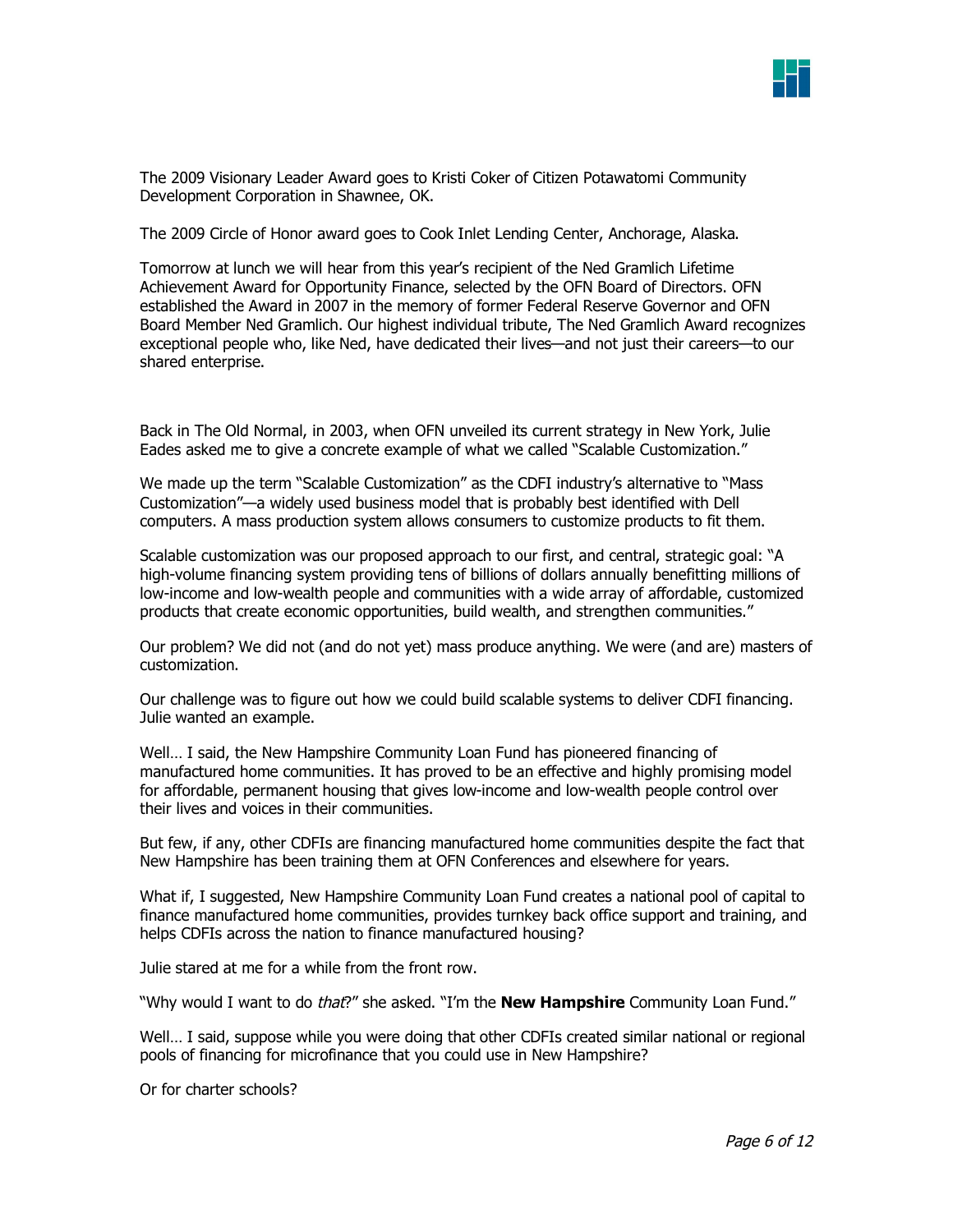The 2009 Visionary Leader Award goes to Kristi Coker of Citizen Potawatomi Community Development Corporation in Shawnee, OK.

The 2009 Circle of Honor award goes to Cook Inlet Lending Center, Anchorage, Alaska.

Tomorrow at lunch we will hear from this year's recipient of the Ned Gramlich Lifetime Achievement Award for Opportunity Finance, selected by the OFN Board of Directors. OFN established the Award in 2007 in the memory of former Federal Reserve Governor and OFN Board Member Ned Gramlich. Our highest individual tribute, The Ned Gramlich Award recognizes exceptional people who, like Ned, have dedicated their lives—and not just their careers—to our shared enterprise.

Back in The Old Normal, in 2003, when OFN unveiled its current strategy in New York, Julie Eades asked me to give a concrete example of what we called "Scalable Customization."

We made up the term "Scalable Customization" as the CDFI industry's alternative to "Mass Customization"—a widely used business model that is probably best identified with Dell computers. A mass production system allows consumers to customize products to fit them.

Scalable customization was our proposed approach to our first, and central, strategic goal: "A high-volume financing system providing tens of billions of dollars annually benefitting millions of low-income and low-wealth people and communities with a wide array of affordable, customized products that create economic opportunities, build wealth, and strengthen communities."

Our problem? We did not (and do not yet) mass produce anything. We were (and are) masters of customization.

Our challenge was to figure out how we could build scalable systems to deliver CDFI financing. Julie wanted an example.

Well… I said, the New Hampshire Community Loan Fund has pioneered financing of manufactured home communities. It has proved to be an effective and highly promising model for affordable, permanent housing that gives low-income and low-wealth people control over their lives and voices in their communities.

But few, if any, other CDFIs are financing manufactured home communities despite the fact that New Hampshire has been training them at OFN Conferences and elsewhere for years.

What if, I suggested, New Hampshire Community Loan Fund creates a national pool of capital to finance manufactured home communities, provides turnkey back office support and training, and helps CDFIs across the nation to finance manufactured housing?

Julie stared at me for a while from the front row.

"Why would I want to do *that*?" she asked. "I'm the **New Hampshire** Community Loan Fund."

Well… I said, suppose while you were doing that other CDFIs created similar national or regional pools of financing for microfinance that you could use in New Hampshire?

Or for charter schools?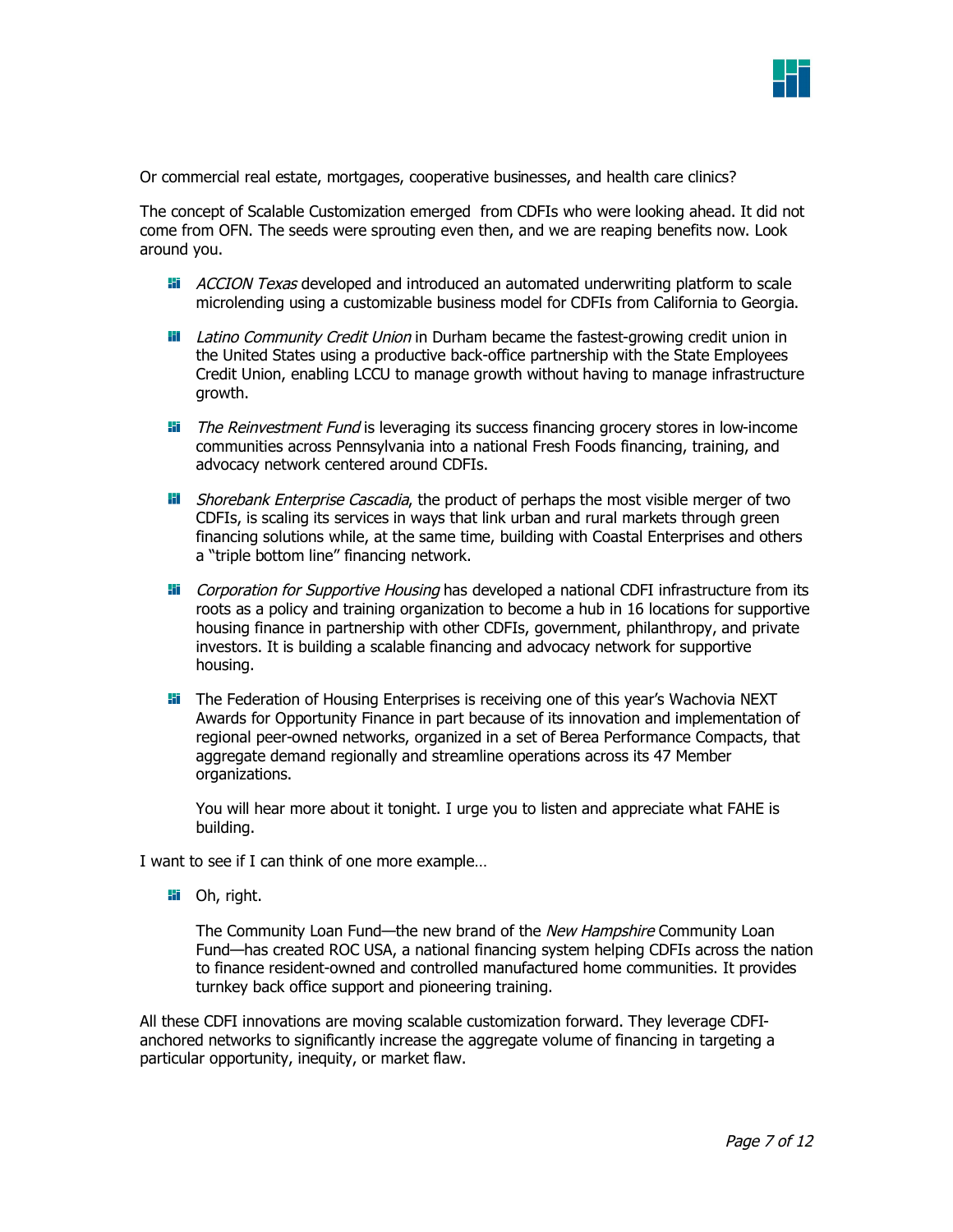Or commercial real estate, mortgages, cooperative businesses, and health care clinics?

The concept of Scalable Customization emerged from CDFIs who were looking ahead. It did not come from OFN. The seeds were sprouting even then, and we are reaping benefits now. Look around you.

- *ACCION Texas* developed and introduced an automated underwriting platform to scale microlending using a customizable business model for CDFIs from California to Georgia.

- *Latino Community Credit Union* in Durham became the fastest-growing credit union in the United States using a productive back-office partnership with the State Employees Credit Union, enabling LCCU to manage growth without having to manage infrastructure growth.

- *The Reinvestment Fund* is leveraging its success financing grocery stores in low-income communities across Pennsylvania into a national Fresh Foods financing, training, and advocacy network centered around CDFIs.

- *Shorebank Enterprise Cascadia*, the product of perhaps the most visible merger of two CDFIs, is scaling its services in ways that link urban and rural markets through green financing solutions while, at the same time, building with Coastal Enterprises and others a "triple bottom line" financing network.

- *Corporation for Supportive Housing* has developed a national CDFI infrastructure from its roots as a policy and training organization to become a hub in 16 locations for supportive housing finance in partnership with other CDFIs, government, philanthropy, and private investors. It is building a scalable financing and advocacy network for supportive housing.

- The Federation of Housing Enterprises is receiving one of this year's Wachovia NEXT Awards for Opportunity Finance in part because of its innovation and implementation of regional peer-owned networks, organized in a set of Berea Performance Compacts, that aggregate demand regionally and streamline operations across its 47 Member organizations.

  You will hear more about it tonight. I urge you to listen and appreciate what FAHE is building.

I want to see if I can think of one more example…

- Oh, right.

  The Community Loan Fund—the new brand of the *New Hampshire* Community Loan Fund—has created ROC USA, a national financing system helping CDFIs across the nation to finance resident-owned and controlled manufactured home communities. It provides turnkey back office support and pioneering training.

All these CDFI innovations are moving scalable customization forward. They leverage CDFI-anchored networks to significantly increase the aggregate volume of financing in targeting a particular opportunity, inequity, or market flaw.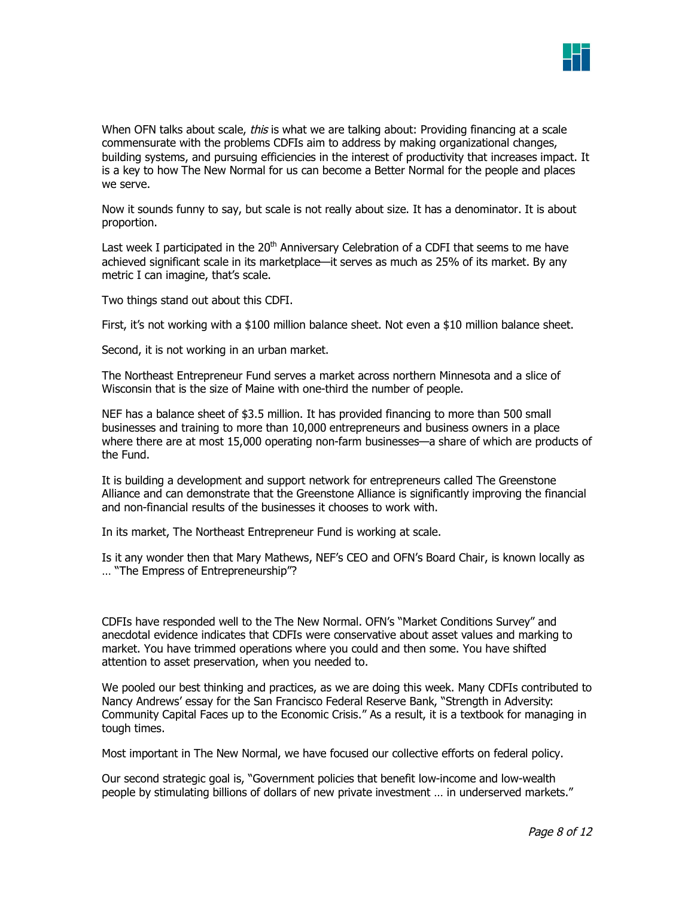When OFN talks about scale, *this* is what we are talking about: Providing financing at a scale commensurate with the problems CDFIs aim to address by making organizational changes, building systems, and pursuing efficiencies in the interest of productivity that increases impact. It is a key to how The New Normal for us can become a Better Normal for the people and places we serve.

Now it sounds funny to say, but scale is not really about size. It has a denominator. It is about proportion.

Last week I participated in the 20th Anniversary Celebration of a CDFI that seems to me have achieved significant scale in its marketplace—it serves as much as 25% of its market. By any metric I can imagine, that's scale.

Two things stand out about this CDFI.

First, it's not working with a $100 million balance sheet. Not even a $10 million balance sheet.

Second, it is not working in an urban market.

The Northeast Entrepreneur Fund serves a market across northern Minnesota and a slice of Wisconsin that is the size of Maine with one-third the number of people.

NEF has a balance sheet of $3.5 million. It has provided financing to more than 500 small businesses and training to more than 10,000 entrepreneurs and business owners in a place where there are at most 15,000 operating non-farm businesses—a share of which are products of the Fund.

It is building a development and support network for entrepreneurs called The Greenstone Alliance and can demonstrate that the Greenstone Alliance is significantly improving the financial and non-financial results of the businesses it chooses to work with.

In its market, The Northeast Entrepreneur Fund is working at scale.

Is it any wonder then that Mary Mathews, NEF's CEO and OFN's Board Chair, is known locally as … "The Empress of Entrepreneurship"?

CDFIs have responded well to the The New Normal. OFN's "Market Conditions Survey" and anecdotal evidence indicates that CDFIs were conservative about asset values and marking to market. You have trimmed operations where you could and then some. You have shifted attention to asset preservation, when you needed to.

We pooled our best thinking and practices, as we are doing this week. Many CDFIs contributed to Nancy Andrews' essay for the San Francisco Federal Reserve Bank, "Strength in Adversity: Community Capital Faces up to the Economic Crisis." As a result, it is a textbook for managing in tough times.

Most important in The New Normal, we have focused our collective efforts on federal policy.

Our second strategic goal is, "Government policies that benefit low-income and low-wealth people by stimulating billions of dollars of new private investment … in underserved markets."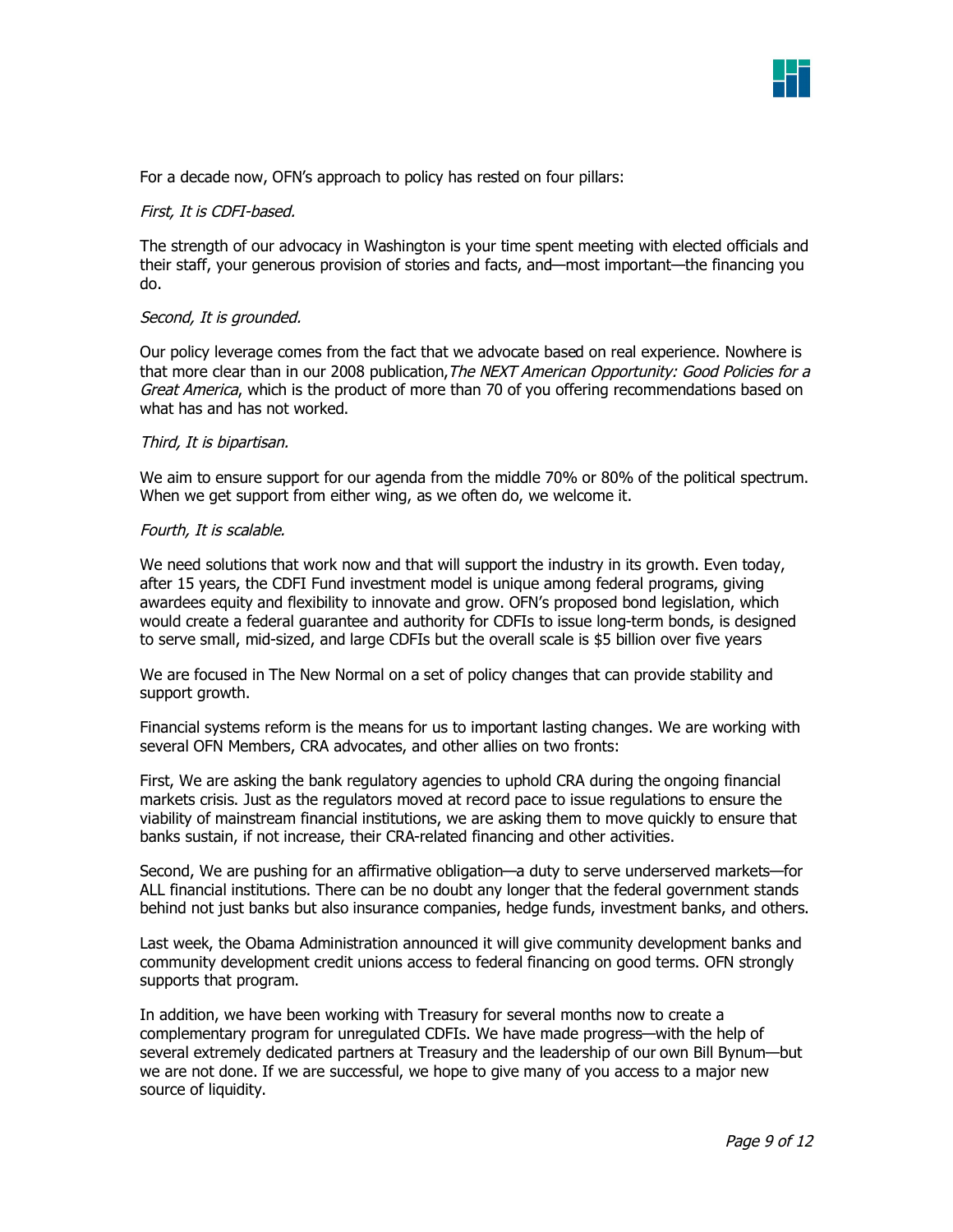For a decade now, OFN's approach to policy has rested on four pillars:

*First, It is CDFI-based.*

The strength of our advocacy in Washington is your time spent meeting with elected officials and their staff, your generous provision of stories and facts, and—most important—the financing you do.

*Second, It is grounded.*

Our policy leverage comes from the fact that we advocate based on real experience. Nowhere is that more clear than in our 2008 publication, *The NEXT American Opportunity: Good Policies for a Great America*, which is the product of more than 70 of you offering recommendations based on what has and has not worked.

*Third, It is bipartisan.*

We aim to ensure support for our agenda from the middle 70% or 80% of the political spectrum. When we get support from either wing, as we often do, we welcome it.

*Fourth, It is scalable.*

We need solutions that work now and that will support the industry in its growth. Even today, after 15 years, the CDFI Fund investment model is unique among federal programs, giving awardees equity and flexibility to innovate and grow. OFN's proposed bond legislation, which would create a federal guarantee and authority for CDFIs to issue long-term bonds, is designed to serve small, mid-sized, and large CDFIs but the overall scale is $5 billion over five years

We are focused in The New Normal on a set of policy changes that can provide stability and support growth.

Financial systems reform is the means for us to important lasting changes. We are working with several OFN Members, CRA advocates, and other allies on two fronts:

First, We are asking the bank regulatory agencies to uphold CRA during the ongoing financial markets crisis. Just as the regulators moved at record pace to issue regulations to ensure the viability of mainstream financial institutions, we are asking them to move quickly to ensure that banks sustain, if not increase, their CRA-related financing and other activities.

Second, We are pushing for an affirmative obligation—a duty to serve underserved markets—for ALL financial institutions. There can be no doubt any longer that the federal government stands behind not just banks but also insurance companies, hedge funds, investment banks, and others.

Last week, the Obama Administration announced it will give community development banks and community development credit unions access to federal financing on good terms. OFN strongly supports that program.

In addition, we have been working with Treasury for several months now to create a complementary program for unregulated CDFIs. We have made progress—with the help of several extremely dedicated partners at Treasury and the leadership of our own Bill Bynum—but we are not done. If we are successful, we hope to give many of you access to a major new source of liquidity.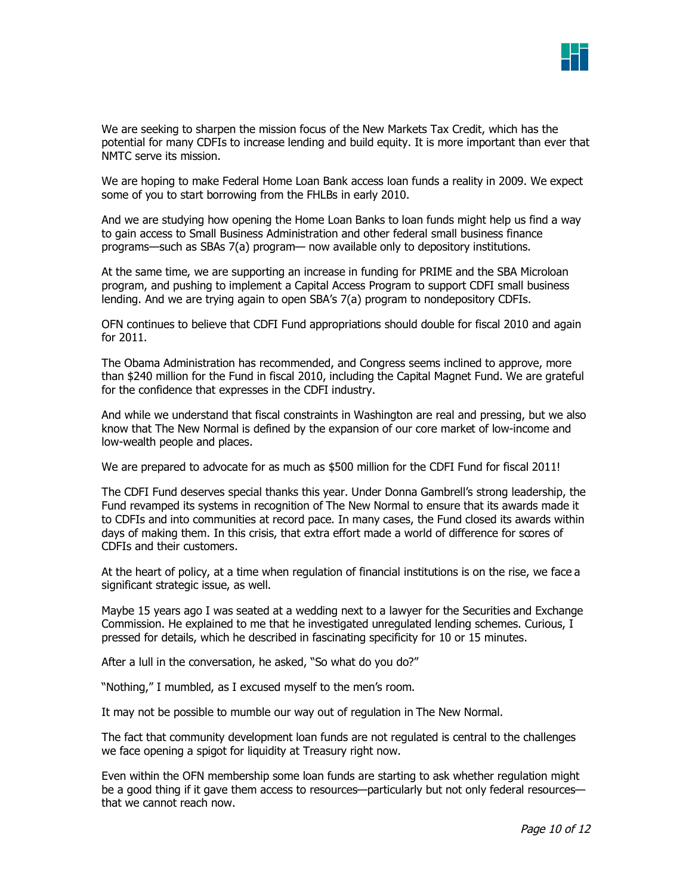We are seeking to sharpen the mission focus of the New Markets Tax Credit, which has the potential for many CDFIs to increase lending and build equity. It is more important than ever that NMTC serve its mission.

We are hoping to make Federal Home Loan Bank access loan funds a reality in 2009. We expect some of you to start borrowing from the FHLBs in early 2010.

And we are studying how opening the Home Loan Banks to loan funds might help us find a way to gain access to Small Business Administration and other federal small business finance programs—such as SBAs 7(a) program— now available only to depository institutions.

At the same time, we are supporting an increase in funding for PRIME and the SBA Microloan program, and pushing to implement a Capital Access Program to support CDFI small business lending. And we are trying again to open SBA's 7(a) program to nondepository CDFIs.

OFN continues to believe that CDFI Fund appropriations should double for fiscal 2010 and again for 2011.

The Obama Administration has recommended, and Congress seems inclined to approve, more than $240 million for the Fund in fiscal 2010, including the Capital Magnet Fund. We are grateful for the confidence that expresses in the CDFI industry.

And while we understand that fiscal constraints in Washington are real and pressing, but we also know that The New Normal is defined by the expansion of our core market of low-income and low-wealth people and places.

We are prepared to advocate for as much as $500 million for the CDFI Fund for fiscal 2011!

The CDFI Fund deserves special thanks this year. Under Donna Gambrell's strong leadership, the Fund revamped its systems in recognition of The New Normal to ensure that its awards made it to CDFIs and into communities at record pace. In many cases, the Fund closed its awards within days of making them. In this crisis, that extra effort made a world of difference for scores of CDFIs and their customers.

At the heart of policy, at a time when regulation of financial institutions is on the rise, we face a significant strategic issue, as well.

Maybe 15 years ago I was seated at a wedding next to a lawyer for the Securities and Exchange Commission. He explained to me that he investigated unregulated lending schemes. Curious, I pressed for details, which he described in fascinating specificity for 10 or 15 minutes.

After a lull in the conversation, he asked, "So what do you do?"

"Nothing," I mumbled, as I excused myself to the men's room.

It may not be possible to mumble our way out of regulation in The New Normal.

The fact that community development loan funds are not regulated is central to the challenges we face opening a spigot for liquidity at Treasury right now.

Even within the OFN membership some loan funds are starting to ask whether regulation might be a good thing if it gave them access to resources—particularly but not only federal resources—that we cannot reach now.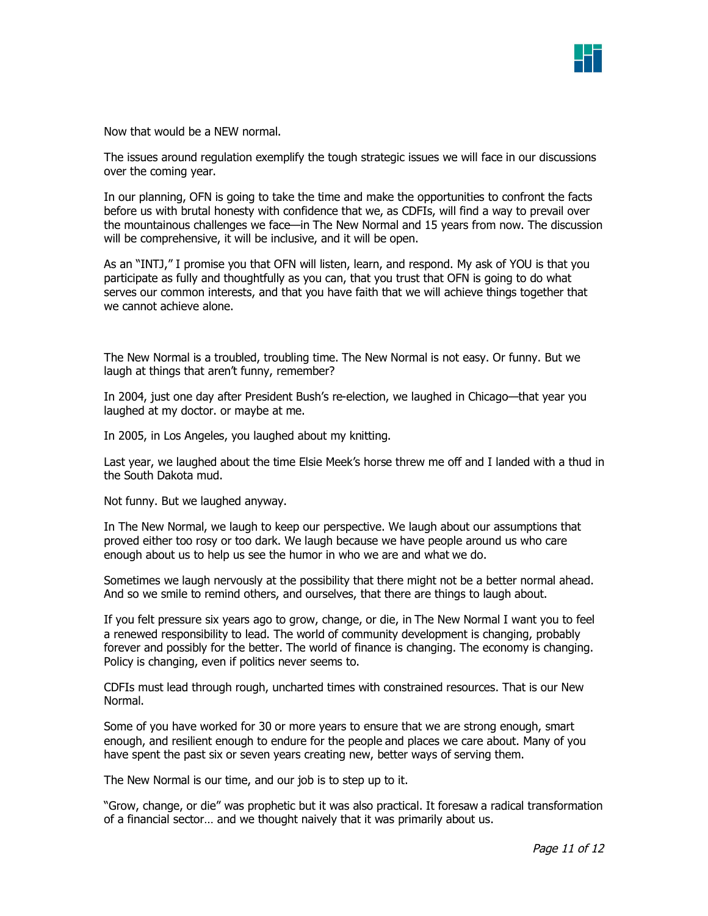Now that would be a NEW normal.

The issues around regulation exemplify the tough strategic issues we will face in our discussions over the coming year.

In our planning, OFN is going to take the time and make the opportunities to confront the facts before us with brutal honesty with confidence that we, as CDFIs, will find a way to prevail over the mountainous challenges we face—in The New Normal and 15 years from now. The discussion will be comprehensive, it will be inclusive, and it will be open.

As an "INTJ," I promise you that OFN will listen, learn, and respond. My ask of YOU is that you participate as fully and thoughtfully as you can, that you trust that OFN is going to do what serves our common interests, and that you have faith that we will achieve things together that we cannot achieve alone.

The New Normal is a troubled, troubling time. The New Normal is not easy. Or funny. But we laugh at things that aren't funny, remember?

In 2004, just one day after President Bush's re-election, we laughed in Chicago—that year you laughed at my doctor. or maybe at me.

In 2005, in Los Angeles, you laughed about my knitting.

Last year, we laughed about the time Elsie Meek's horse threw me off and I landed with a thud in the South Dakota mud.

Not funny. But we laughed anyway.

In The New Normal, we laugh to keep our perspective. We laugh about our assumptions that proved either too rosy or too dark. We laugh because we have people around us who care enough about us to help us see the humor in who we are and what we do.

Sometimes we laugh nervously at the possibility that there might not be a better normal ahead. And so we smile to remind others, and ourselves, that there are things to laugh about.

If you felt pressure six years ago to grow, change, or die, in The New Normal I want you to feel a renewed responsibility to lead. The world of community development is changing, probably forever and possibly for the better. The world of finance is changing. The economy is changing. Policy is changing, even if politics never seems to.

CDFIs must lead through rough, uncharted times with constrained resources. That is our New Normal.

Some of you have worked for 30 or more years to ensure that we are strong enough, smart enough, and resilient enough to endure for the people and places we care about. Many of you have spent the past six or seven years creating new, better ways of serving them.

The New Normal is our time, and our job is to step up to it.

"Grow, change, or die" was prophetic but it was also practical. It foresaw a radical transformation of a financial sector… and we thought naively that it was primarily about us.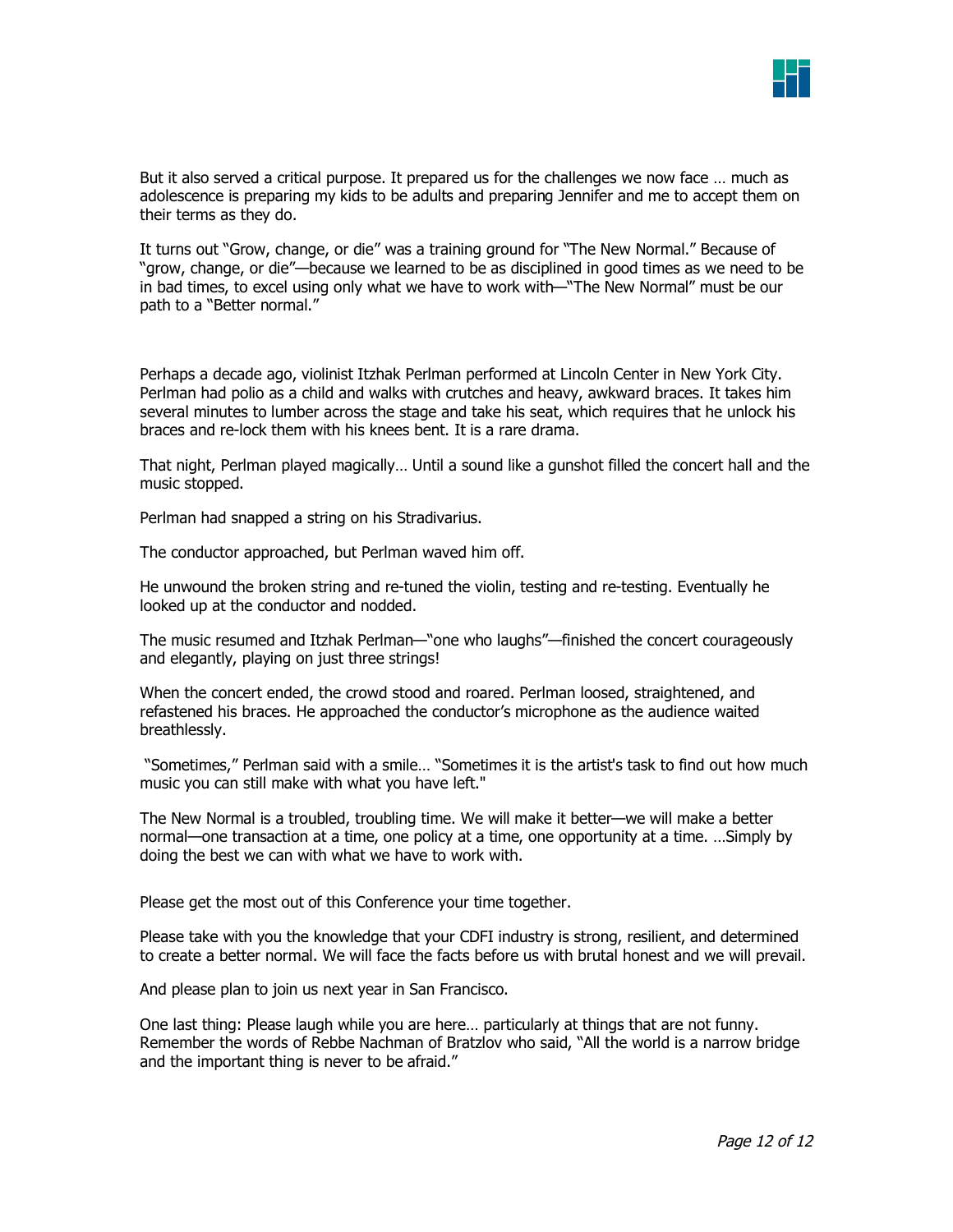But it also served a critical purpose. It prepared us for the challenges we now face … much as adolescence is preparing my kids to be adults and preparing Jennifer and me to accept them on their terms as they do.

It turns out "Grow, change, or die" was a training ground for "The New Normal." Because of "grow, change, or die"—because we learned to be as disciplined in good times as we need to be in bad times, to excel using only what we have to work with—"The New Normal" must be our path to a "Better normal."

Perhaps a decade ago, violinist Itzhak Perlman performed at Lincoln Center in New York City. Perlman had polio as a child and walks with crutches and heavy, awkward braces. It takes him several minutes to lumber across the stage and take his seat, which requires that he unlock his braces and re-lock them with his knees bent. It is a rare drama.

That night, Perlman played magically… Until a sound like a gunshot filled the concert hall and the music stopped.

Perlman had snapped a string on his Stradivarius.

The conductor approached, but Perlman waved him off.

He unwound the broken string and re-tuned the violin, testing and re-testing. Eventually he looked up at the conductor and nodded.

The music resumed and Itzhak Perlman—"one who laughs"—finished the concert courageously and elegantly, playing on just three strings!

When the concert ended, the crowd stood and roared. Perlman loosed, straightened, and refastened his braces. He approached the conductor's microphone as the audience waited breathlessly.

"Sometimes," Perlman said with a smile… "Sometimes it is the artist's task to find out how much music you can still make with what you have left."

The New Normal is a troubled, troubling time. We will make it better—we will make a better normal—one transaction at a time, one policy at a time, one opportunity at a time. …Simply by doing the best we can with what we have to work with.

Please get the most out of this Conference your time together.

Please take with you the knowledge that your CDFI industry is strong, resilient, and determined to create a better normal. We will face the facts before us with brutal honest and we will prevail.

And please plan to join us next year in San Francisco.

One last thing: Please laugh while you are here… particularly at things that are not funny. Remember the words of Rebbe Nachman of Bratzlov who said, "All the world is a narrow bridge and the important thing is never to be afraid."